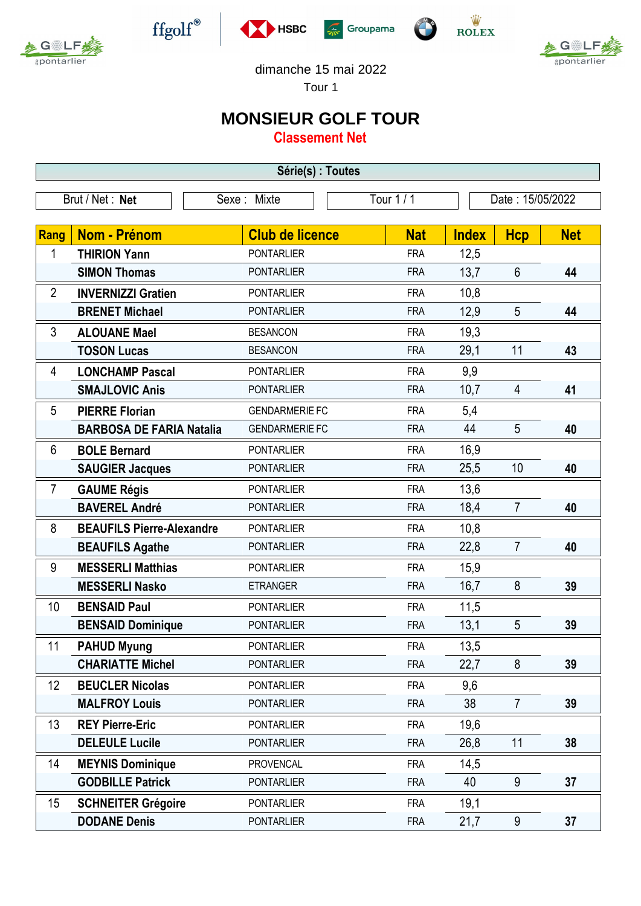dimanche 15 mai 2022

Tour 1

# MONSIEUR GOLF TOUR

## Classement Net

**Série(s) : Toutes**

| Brut / Net : **Net** | Sexe : Mixte | Tour 1 / 1 | Date : 15/05/2022 |
|---|---|---|---|

| Rang | Nom - Prénom | Club de licence | Nat | Index | Hcp | Net |
|---|---|---|---|---|---|---|
| 1 | **THIRION Yann** | PONTARLIER | FRA | 12,5 | | |
| | **SIMON Thomas** | PONTARLIER | FRA | 13,7 | 6 | **44** |
| 2 | **INVERNIZZI Gratien** | PONTARLIER | FRA | 10,8 | | |
| | **BRENET Michael** | PONTARLIER | FRA | 12,9 | 5 | **44** |
| 3 | **ALOUANE Mael** | BESANCON | FRA | 19,3 | | |
| | **TOSON Lucas** | BESANCON | FRA | 29,1 | 11 | **43** |
| 4 | **LONCHAMP Pascal** | PONTARLIER | FRA | 9,9 | | |
| | **SMAJLOVIC Anis** | PONTARLIER | FRA | 10,7 | 4 | **41** |
| 5 | **PIERRE Florian** | GENDARMERIE FC | FRA | 5,4 | | |
| | **BARBOSA DE FARIA Natalia** | GENDARMERIE FC | FRA | 44 | 5 | **40** |
| 6 | **BOLE Bernard** | PONTARLIER | FRA | 16,9 | | |
| | **SAUGIER Jacques** | PONTARLIER | FRA | 25,5 | 10 | **40** |
| 7 | **GAUME Régis** | PONTARLIER | FRA | 13,6 | | |
| | **BAVEREL André** | PONTARLIER | FRA | 18,4 | 7 | **40** |
| 8 | **BEAUFILS Pierre-Alexandre** | PONTARLIER | FRA | 10,8 | | |
| | **BEAUFILS Agathe** | PONTARLIER | FRA | 22,8 | 7 | **40** |
| 9 | **MESSERLI Matthias** | PONTARLIER | FRA | 15,9 | | |
| | **MESSERLI Nasko** | ETRANGER | FRA | 16,7 | 8 | **39** |
| 10 | **BENSAID Paul** | PONTARLIER | FRA | 11,5 | | |
| | **BENSAID Dominique** | PONTARLIER | FRA | 13,1 | 5 | **39** |
| 11 | **PAHUD Myung** | PONTARLIER | FRA | 13,5 | | |
| | **CHARIATTE Michel** | PONTARLIER | FRA | 22,7 | 8 | **39** |
| 12 | **BEUCLER Nicolas** | PONTARLIER | FRA | 9,6 | | |
| | **MALFROY Louis** | PONTARLIER | FRA | 38 | 7 | **39** |
| 13 | **REY Pierre-Eric** | PONTARLIER | FRA | 19,6 | | |
| | **DELEULE Lucile** | PONTARLIER | FRA | 26,8 | 11 | **38** |
| 14 | **MEYNIS Dominique** | PROVENCAL | FRA | 14,5 | | |
| | **GODBILLE Patrick** | PONTARLIER | FRA | 40 | 9 | **37** |
| 15 | **SCHNEITER Grégoire** | PONTARLIER | FRA | 19,1 | | |
| | **DODANE Denis** | PONTARLIER | FRA | 21,7 | 9 | **37** |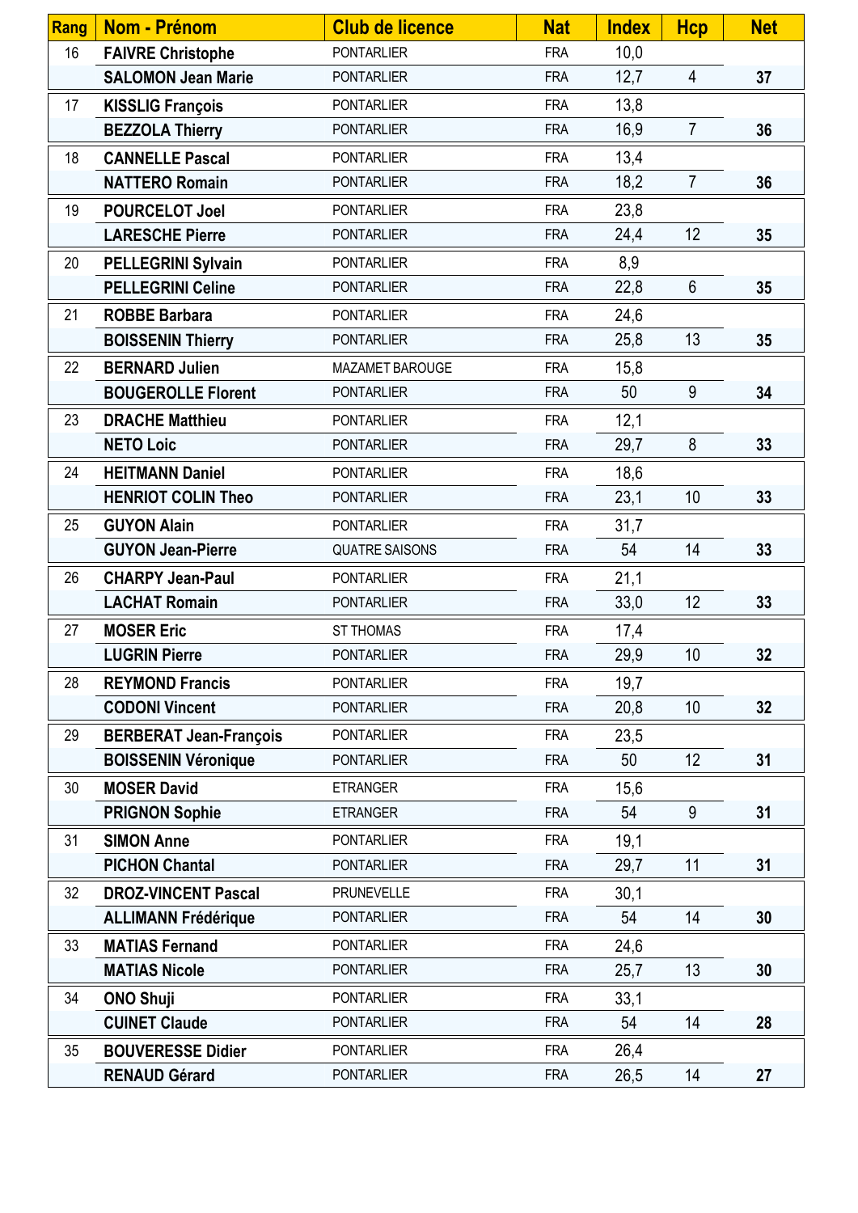| Rang | Nom - Prénom | Club de licence | Nat | Index | Hcp | Net |
|---|---|---|---|---|---|---|
| 16 | **FAIVRE Christophe** | PONTARLIER | FRA | 10,0 | | |
| | **SALOMON Jean Marie** | PONTARLIER | FRA | 12,7 | 4 | **37** |
| 17 | **KISSLIG François** | PONTARLIER | FRA | 13,8 | | |
| | **BEZZOLA Thierry** | PONTARLIER | FRA | 16,9 | 7 | **36** |
| 18 | **CANNELLE Pascal** | PONTARLIER | FRA | 13,4 | | |
| | **NATTERO Romain** | PONTARLIER | FRA | 18,2 | 7 | **36** |
| 19 | **POURCELOT Joel** | PONTARLIER | FRA | 23,8 | | |
| | **LARESCHE Pierre** | PONTARLIER | FRA | 24,4 | 12 | **35** |
| 20 | **PELLEGRINI Sylvain** | PONTARLIER | FRA | 8,9 | | |
| | **PELLEGRINI Celine** | PONTARLIER | FRA | 22,8 | 6 | **35** |
| 21 | **ROBBE Barbara** | PONTARLIER | FRA | 24,6 | | |
| | **BOISSENIN Thierry** | PONTARLIER | FRA | 25,8 | 13 | **35** |
| 22 | **BERNARD Julien** | MAZAMET BAROUGE | FRA | 15,8 | | |
| | **BOUGEROLLE Florent** | PONTARLIER | FRA | 50 | 9 | **34** |
| 23 | **DRACHE Matthieu** | PONTARLIER | FRA | 12,1 | | |
| | **NETO Loic** | PONTARLIER | FRA | 29,7 | 8 | **33** |
| 24 | **HEITMANN Daniel** | PONTARLIER | FRA | 18,6 | | |
| | **HENRIOT COLIN Theo** | PONTARLIER | FRA | 23,1 | 10 | **33** |
| 25 | **GUYON Alain** | PONTARLIER | FRA | 31,7 | | |
| | **GUYON Jean-Pierre** | QUATRE SAISONS | FRA | 54 | 14 | **33** |
| 26 | **CHARPY Jean-Paul** | PONTARLIER | FRA | 21,1 | | |
| | **LACHAT Romain** | PONTARLIER | FRA | 33,0 | 12 | **33** |
| 27 | **MOSER Eric** | ST THOMAS | FRA | 17,4 | | |
| | **LUGRIN Pierre** | PONTARLIER | FRA | 29,9 | 10 | **32** |
| 28 | **REYMOND Francis** | PONTARLIER | FRA | 19,7 | | |
| | **CODONI Vincent** | PONTARLIER | FRA | 20,8 | 10 | **32** |
| 29 | **BERBERAT Jean-François** | PONTARLIER | FRA | 23,5 | | |
| | **BOISSENIN Véronique** | PONTARLIER | FRA | 50 | 12 | **31** |
| 30 | **MOSER David** | ETRANGER | FRA | 15,6 | | |
| | **PRIGNON Sophie** | ETRANGER | FRA | 54 | 9 | **31** |
| 31 | **SIMON Anne** | PONTARLIER | FRA | 19,1 | | |
| | **PICHON Chantal** | PONTARLIER | FRA | 29,7 | 11 | **31** |
| 32 | **DROZ-VINCENT Pascal** | PRUNEVELLE | FRA | 30,1 | | |
| | **ALLIMANN Frédérique** | PONTARLIER | FRA | 54 | 14 | **30** |
| 33 | **MATIAS Fernand** | PONTARLIER | FRA | 24,6 | | |
| | **MATIAS Nicole** | PONTARLIER | FRA | 25,7 | 13 | **30** |
| 34 | **ONO Shuji** | PONTARLIER | FRA | 33,1 | | |
| | **CUINET Claude** | PONTARLIER | FRA | 54 | 14 | **28** |
| 35 | **BOUVERESSE Didier** | PONTARLIER | FRA | 26,4 | | |
| | **RENAUD Gérard** | PONTARLIER | FRA | 26,5 | 14 | **27** |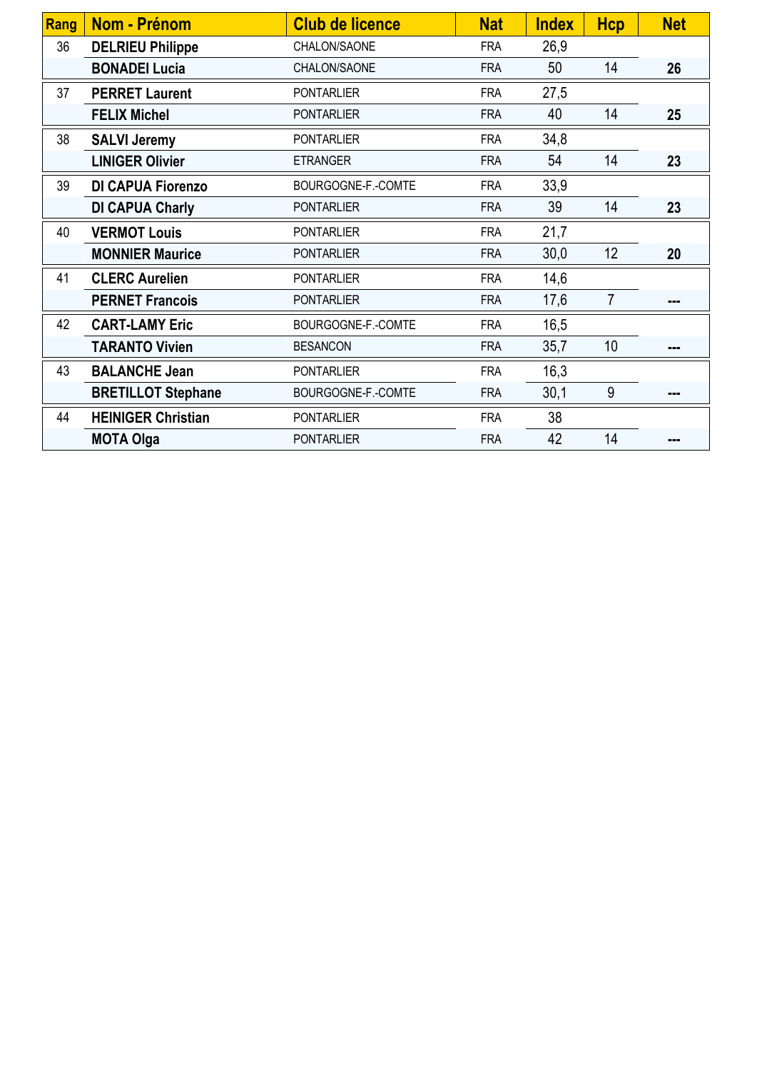| Rang | Nom - Prénom | Club de licence | Nat | Index | Hcp | Net |
| --- | --- | --- | --- | --- | --- | --- |
| 36 | **DELRIEU Philippe** | CHALON/SAONE | FRA | 26,9 | | |
| | **BONADEI Lucia** | CHALON/SAONE | FRA | 50 | 14 | **26** |
| 37 | **PERRET Laurent** | PONTARLIER | FRA | 27,5 | | |
| | **FELIX Michel** | PONTARLIER | FRA | 40 | 14 | **25** |
| 38 | **SALVI Jeremy** | PONTARLIER | FRA | 34,8 | | |
| | **LINIGER Olivier** | ETRANGER | FRA | 54 | 14 | **23** |
| 39 | **DI CAPUA Fiorenzo** | BOURGOGNE-F.-COMTE | FRA | 33,9 | | |
| | **DI CAPUA Charly** | PONTARLIER | FRA | 39 | 14 | **23** |
| 40 | **VERMOT Louis** | PONTARLIER | FRA | 21,7 | | |
| | **MONNIER Maurice** | PONTARLIER | FRA | 30,0 | 12 | **20** |
| 41 | **CLERC Aurelien** | PONTARLIER | FRA | 14,6 | | |
| | **PERNET Francois** | PONTARLIER | FRA | 17,6 | 7 | **---** |
| 42 | **CART-LAMY Eric** | BOURGOGNE-F.-COMTE | FRA | 16,5 | | |
| | **TARANTO Vivien** | BESANCON | FRA | 35,7 | 10 | **---** |
| 43 | **BALANCHE Jean** | PONTARLIER | FRA | 16,3 | | |
| | **BRETILLOT Stephane** | BOURGOGNE-F.-COMTE | FRA | 30,1 | 9 | **---** |
| 44 | **HEINIGER Christian** | PONTARLIER | FRA | 38 | | |
| | **MOTA Olga** | PONTARLIER | FRA | 42 | 14 | **---** |